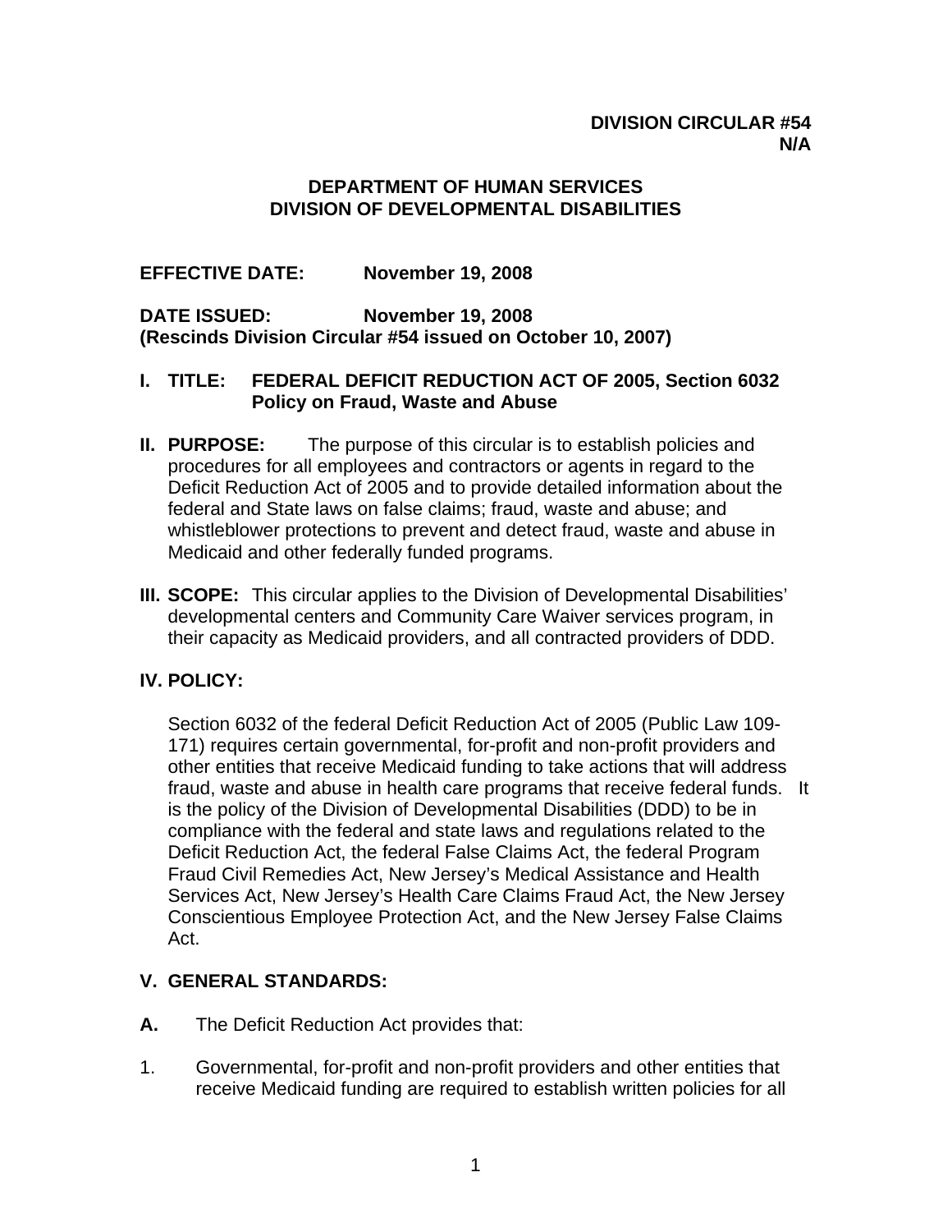**DIVISION CIRCULAR #54**
**N/A**

# DEPARTMENT OF HUMAN SERVICES
# DIVISION OF DEVELOPMENTAL DISABILITIES

**EFFECTIVE DATE: November 19, 2008**

**DATE ISSUED: November 19, 2008**
**(Rescinds Division Circular #54 issued on October 10, 2007)**

## I. TITLE: FEDERAL DEFICIT REDUCTION ACT OF 2005, Section 6032 Policy on Fraud, Waste and Abuse

**II. PURPOSE:** The purpose of this circular is to establish policies and procedures for all employees and contractors or agents in regard to the Deficit Reduction Act of 2005 and to provide detailed information about the federal and State laws on false claims; fraud, waste and abuse; and whistleblower protections to prevent and detect fraud, waste and abuse in Medicaid and other federally funded programs.

**III. SCOPE:** This circular applies to the Division of Developmental Disabilities' developmental centers and Community Care Waiver services program, in their capacity as Medicaid providers, and all contracted providers of DDD.

## IV. POLICY:

Section 6032 of the federal Deficit Reduction Act of 2005 (Public Law 109-171) requires certain governmental, for-profit and non-profit providers and other entities that receive Medicaid funding to take actions that will address fraud, waste and abuse in health care programs that receive federal funds. It is the policy of the Division of Developmental Disabilities (DDD) to be in compliance with the federal and state laws and regulations related to the Deficit Reduction Act, the federal False Claims Act, the federal Program Fraud Civil Remedies Act, New Jersey's Medical Assistance and Health Services Act, New Jersey's Health Care Claims Fraud Act, the New Jersey Conscientious Employee Protection Act, and the New Jersey False Claims Act.

## V. GENERAL STANDARDS:

**A.** The Deficit Reduction Act provides that:

1. Governmental, for-profit and non-profit providers and other entities that receive Medicaid funding are required to establish written policies for all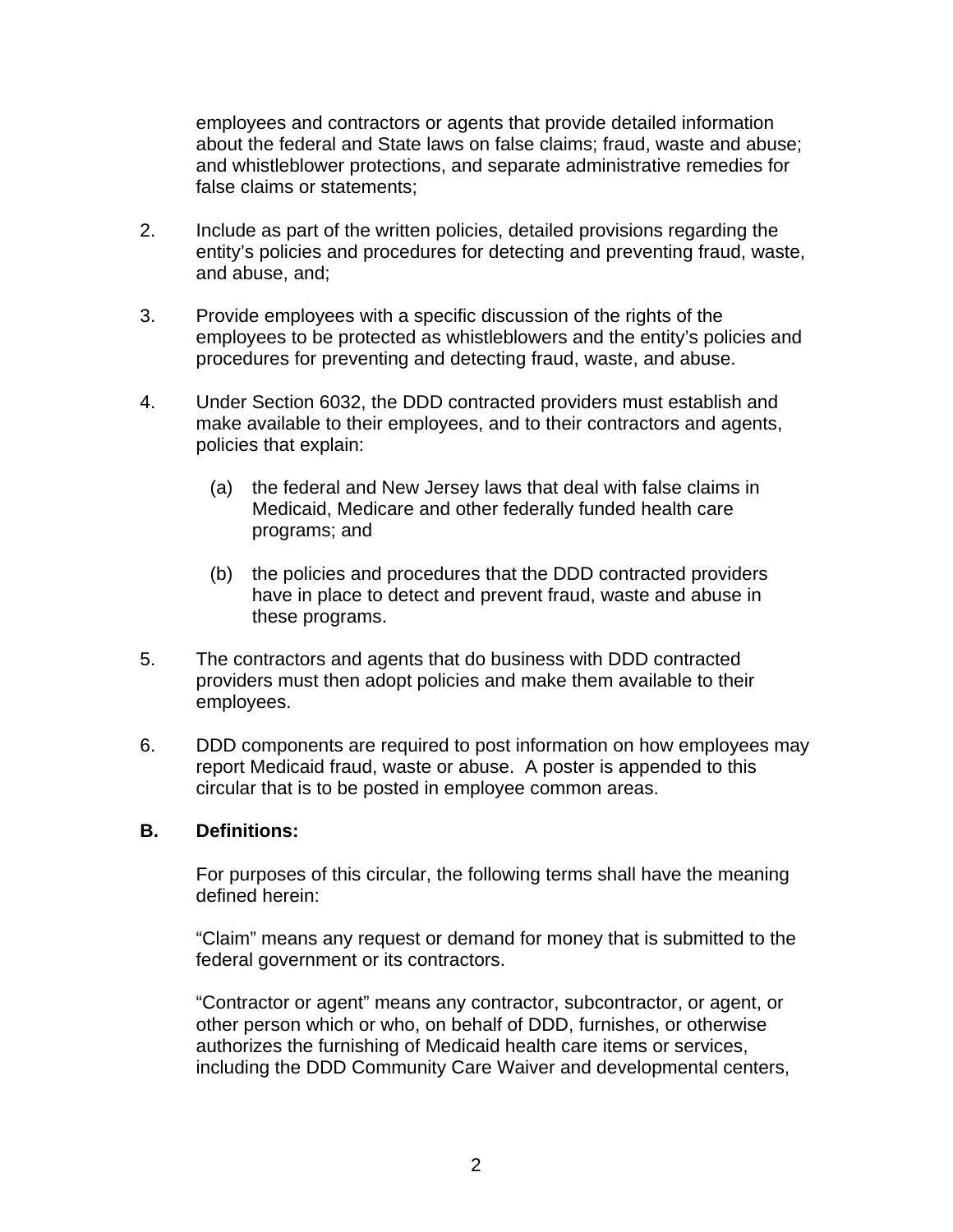employees and contractors or agents that provide detailed information about the federal and State laws on false claims; fraud, waste and abuse; and whistleblower protections, and separate administrative remedies for false claims or statements;

2. Include as part of the written policies, detailed provisions regarding the entity's policies and procedures for detecting and preventing fraud, waste, and abuse, and;

3. Provide employees with a specific discussion of the rights of the employees to be protected as whistleblowers and the entity's policies and procedures for preventing and detecting fraud, waste, and abuse.

4. Under Section 6032, the DDD contracted providers must establish and make available to their employees, and to their contractors and agents, policies that explain:

   (a) the federal and New Jersey laws that deal with false claims in Medicaid, Medicare and other federally funded health care programs; and

   (b) the policies and procedures that the DDD contracted providers have in place to detect and prevent fraud, waste and abuse in these programs.

5. The contractors and agents that do business with DDD contracted providers must then adopt policies and make them available to their employees.

6. DDD components are required to post information on how employees may report Medicaid fraud, waste or abuse. A poster is appended to this circular that is to be posted in employee common areas.

**B. Definitions:**

For purposes of this circular, the following terms shall have the meaning defined herein:

"Claim" means any request or demand for money that is submitted to the federal government or its contractors.

"Contractor or agent" means any contractor, subcontractor, or agent, or other person which or who, on behalf of DDD, furnishes, or otherwise authorizes the furnishing of Medicaid health care items or services, including the DDD Community Care Waiver and developmental centers,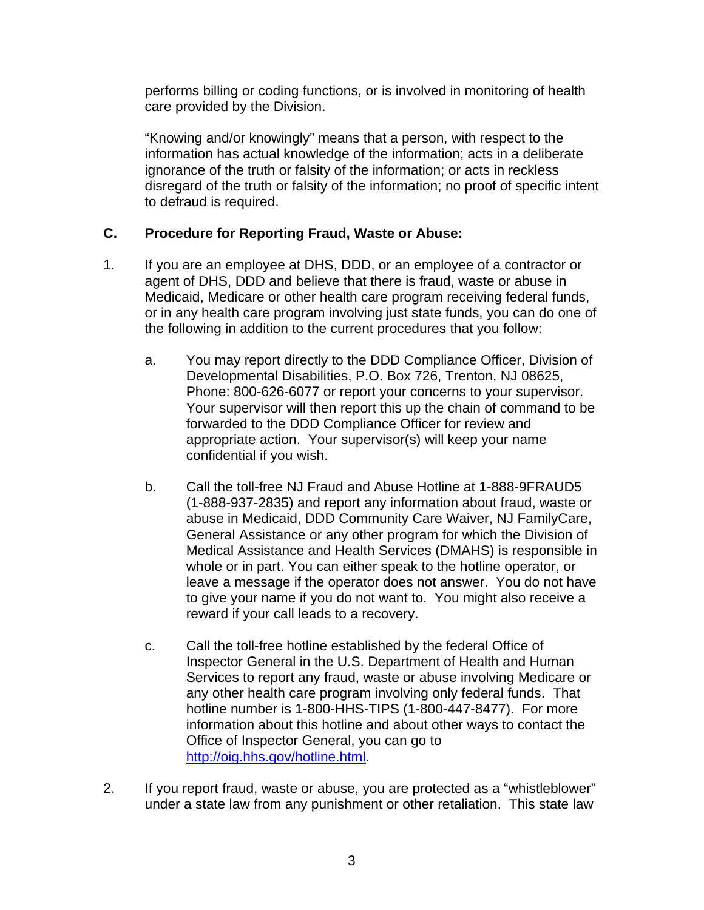performs billing or coding functions, or is involved in monitoring of health care provided by the Division.

"Knowing and/or knowingly" means that a person, with respect to the information has actual knowledge of the information; acts in a deliberate ignorance of the truth or falsity of the information; or acts in reckless disregard of the truth or falsity of the information; no proof of specific intent to defraud is required.

**C. Procedure for Reporting Fraud, Waste or Abuse:**

1. If you are an employee at DHS, DDD, or an employee of a contractor or agent of DHS, DDD and believe that there is fraud, waste or abuse in Medicaid, Medicare or other health care program receiving federal funds, or in any health care program involving just state funds, you can do one of the following in addition to the current procedures that you follow:

   a. You may report directly to the DDD Compliance Officer, Division of Developmental Disabilities, P.O. Box 726, Trenton, NJ 08625, Phone: 800-626-6077 or report your concerns to your supervisor. Your supervisor will then report this up the chain of command to be forwarded to the DDD Compliance Officer for review and appropriate action. Your supervisor(s) will keep your name confidential if you wish.

   b. Call the toll-free NJ Fraud and Abuse Hotline at 1-888-9FRAUD5 (1-888-937-2835) and report any information about fraud, waste or abuse in Medicaid, DDD Community Care Waiver, NJ FamilyCare, General Assistance or any other program for which the Division of Medical Assistance and Health Services (DMAHS) is responsible in whole or in part. You can either speak to the hotline operator, or leave a message if the operator does not answer. You do not have to give your name if you do not want to. You might also receive a reward if your call leads to a recovery.

   c. Call the toll-free hotline established by the federal Office of Inspector General in the U.S. Department of Health and Human Services to report any fraud, waste or abuse involving Medicare or any other health care program involving only federal funds. That hotline number is 1-800-HHS-TIPS (1-800-447-8477). For more information about this hotline and about other ways to contact the Office of Inspector General, you can go to [http://oig.hhs.gov/hotline.html](http://oig.hhs.gov/hotline.html).

2. If you report fraud, waste or abuse, you are protected as a "whistleblower" under a state law from any punishment or other retaliation. This state law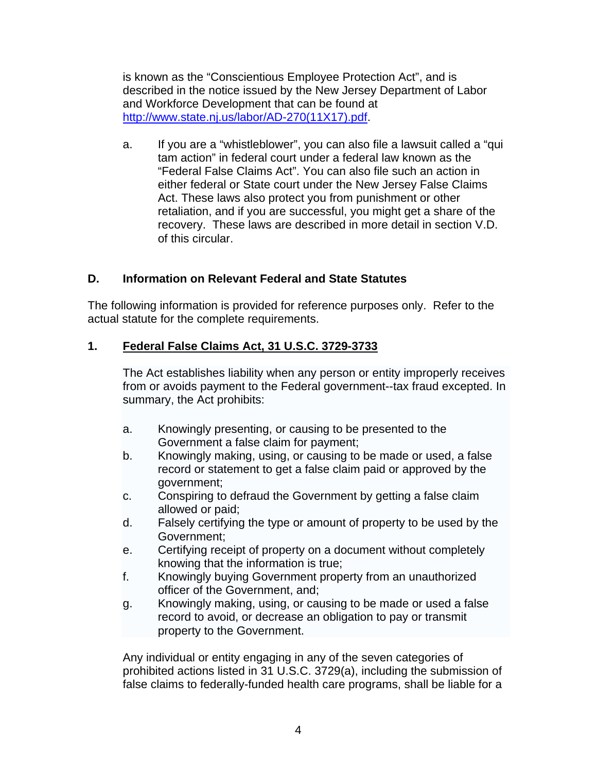is known as the "Conscientious Employee Protection Act", and is described in the notice issued by the New Jersey Department of Labor and Workforce Development that can be found at [http://www.state.nj.us/labor/AD-270(11X17).pdf](http://www.state.nj.us/labor/AD-270(11X17).pdf).

a. If you are a "whistleblower", you can also file a lawsuit called a "qui tam action" in federal court under a federal law known as the "Federal False Claims Act". You can also file such an action in either federal or State court under the New Jersey False Claims Act. These laws also protect you from punishment or other retaliation, and if you are successful, you might get a share of the recovery. These laws are described in more detail in section V.D. of this circular.

## D. Information on Relevant Federal and State Statutes

The following information is provided for reference purposes only. Refer to the actual statute for the complete requirements.

### 1. Federal False Claims Act, 31 U.S.C. 3729-3733

The Act establishes liability when any person or entity improperly receives from or avoids payment to the Federal government--tax fraud excepted. In summary, the Act prohibits:

a. Knowingly presenting, or causing to be presented to the Government a false claim for payment;
b. Knowingly making, using, or causing to be made or used, a false record or statement to get a false claim paid or approved by the government;
c. Conspiring to defraud the Government by getting a false claim allowed or paid;
d. Falsely certifying the type or amount of property to be used by the Government;
e. Certifying receipt of property on a document without completely knowing that the information is true;
f. Knowingly buying Government property from an unauthorized officer of the Government, and;
g. Knowingly making, using, or causing to be made or used a false record to avoid, or decrease an obligation to pay or transmit property to the Government.

Any individual or entity engaging in any of the seven categories of prohibited actions listed in 31 U.S.C. 3729(a), including the submission of false claims to federally-funded health care programs, shall be liable for a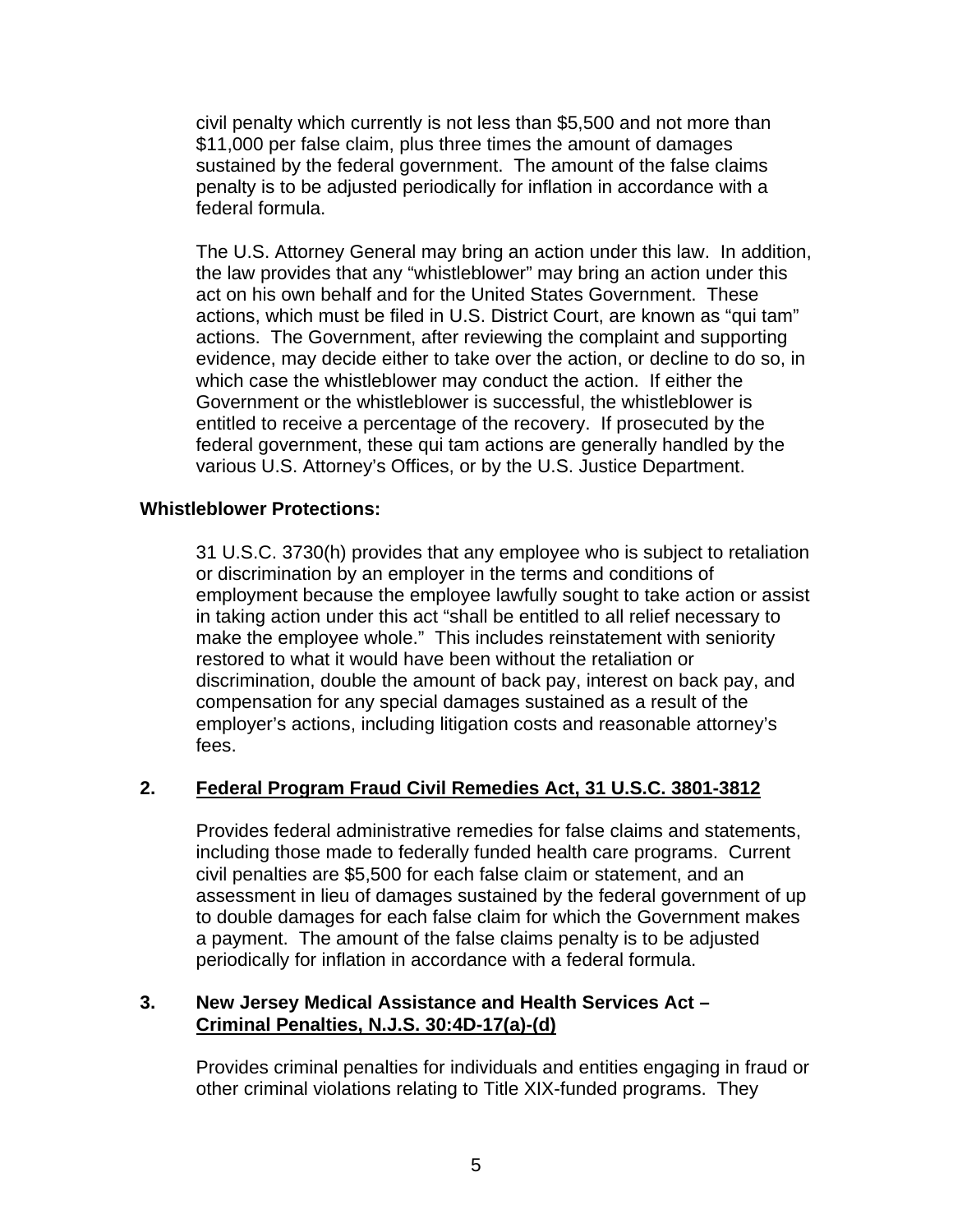civil penalty which currently is not less than $5,500 and not more than $11,000 per false claim, plus three times the amount of damages sustained by the federal government. The amount of the false claims penalty is to be adjusted periodically for inflation in accordance with a federal formula.

The U.S. Attorney General may bring an action under this law. In addition, the law provides that any "whistleblower" may bring an action under this act on his own behalf and for the United States Government. These actions, which must be filed in U.S. District Court, are known as "qui tam" actions. The Government, after reviewing the complaint and supporting evidence, may decide either to take over the action, or decline to do so, in which case the whistleblower may conduct the action. If either the Government or the whistleblower is successful, the whistleblower is entitled to receive a percentage of the recovery. If prosecuted by the federal government, these qui tam actions are generally handled by the various U.S. Attorney's Offices, or by the U.S. Justice Department.

**Whistleblower Protections:**

31 U.S.C. 3730(h) provides that any employee who is subject to retaliation or discrimination by an employer in the terms and conditions of employment because the employee lawfully sought to take action or assist in taking action under this act "shall be entitled to all relief necessary to make the employee whole." This includes reinstatement with seniority restored to what it would have been without the retaliation or discrimination, double the amount of back pay, interest on back pay, and compensation for any special damages sustained as a result of the employer's actions, including litigation costs and reasonable attorney's fees.

**2. <u>Federal Program Fraud Civil Remedies Act, 31 U.S.C. 3801-3812</u>**

Provides federal administrative remedies for false claims and statements, including those made to federally funded health care programs. Current civil penalties are $5,500 for each false claim or statement, and an assessment in lieu of damages sustained by the federal government of up to double damages for each false claim for which the Government makes a payment. The amount of the false claims penalty is to be adjusted periodically for inflation in accordance with a federal formula.

**3. New Jersey Medical Assistance and Health Services Act – <u>Criminal Penalties, N.J.S. 30:4D-17(a)-(d)</u>**

Provides criminal penalties for individuals and entities engaging in fraud or other criminal violations relating to Title XIX-funded programs. They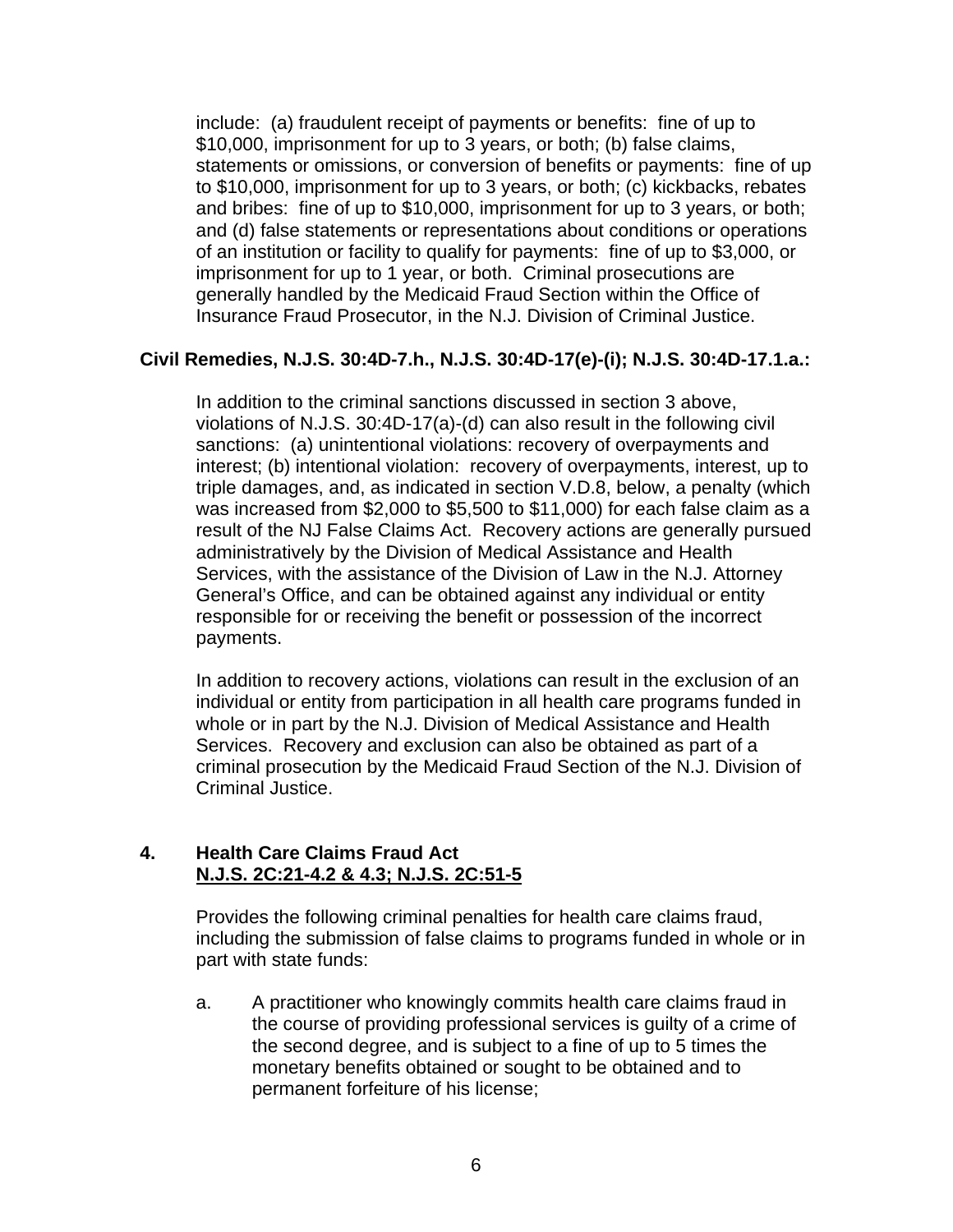include: (a) fraudulent receipt of payments or benefits: fine of up to \$10,000, imprisonment for up to 3 years, or both; (b) false claims, statements or omissions, or conversion of benefits or payments: fine of up to \$10,000, imprisonment for up to 3 years, or both; (c) kickbacks, rebates and bribes: fine of up to \$10,000, imprisonment for up to 3 years, or both; and (d) false statements or representations about conditions or operations of an institution or facility to qualify for payments: fine of up to \$3,000, or imprisonment for up to 1 year, or both. Criminal prosecutions are generally handled by the Medicaid Fraud Section within the Office of Insurance Fraud Prosecutor, in the N.J. Division of Criminal Justice.

**Civil Remedies, N.J.S. 30:4D-7.h., N.J.S. 30:4D-17(e)-(i); N.J.S. 30:4D-17.1.a.:**

In addition to the criminal sanctions discussed in section 3 above, violations of N.J.S. 30:4D-17(a)-(d) can also result in the following civil sanctions: (a) unintentional violations: recovery of overpayments and interest; (b) intentional violation: recovery of overpayments, interest, up to triple damages, and, as indicated in section V.D.8, below, a penalty (which was increased from \$2,000 to \$5,500 to \$11,000) for each false claim as a result of the NJ False Claims Act. Recovery actions are generally pursued administratively by the Division of Medical Assistance and Health Services, with the assistance of the Division of Law in the N.J. Attorney General's Office, and can be obtained against any individual or entity responsible for or receiving the benefit or possession of the incorrect payments.

In addition to recovery actions, violations can result in the exclusion of an individual or entity from participation in all health care programs funded in whole or in part by the N.J. Division of Medical Assistance and Health Services. Recovery and exclusion can also be obtained as part of a criminal prosecution by the Medicaid Fraud Section of the N.J. Division of Criminal Justice.

**4. Health Care Claims Fraud Act**
**<u>N.J.S. 2C:21-4.2 & 4.3; N.J.S. 2C:51-5</u>**

Provides the following criminal penalties for health care claims fraud, including the submission of false claims to programs funded in whole or in part with state funds:

a. A practitioner who knowingly commits health care claims fraud in the course of providing professional services is guilty of a crime of the second degree, and is subject to a fine of up to 5 times the monetary benefits obtained or sought to be obtained and to permanent forfeiture of his license;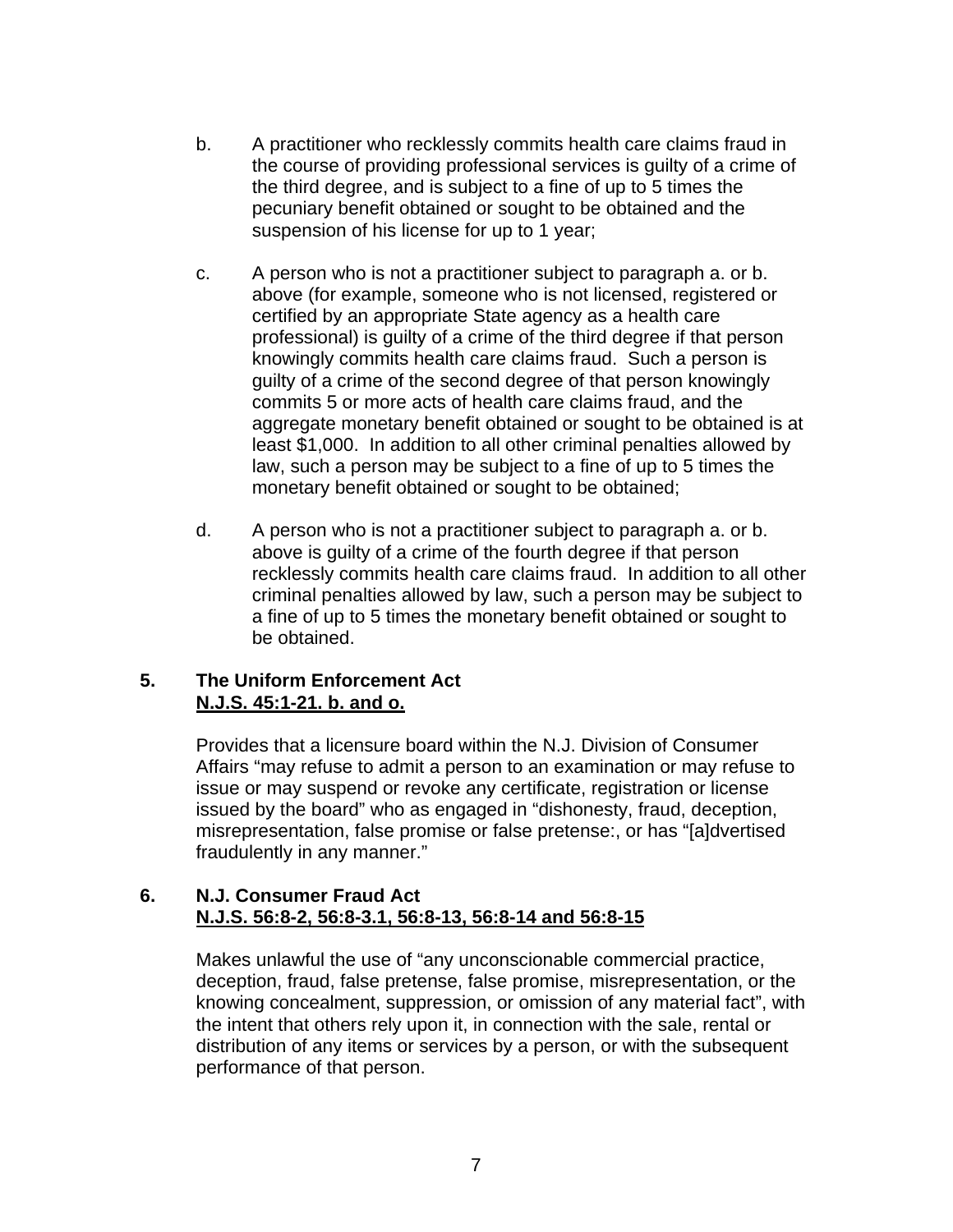b. A practitioner who recklessly commits health care claims fraud in the course of providing professional services is guilty of a crime of the third degree, and is subject to a fine of up to 5 times the pecuniary benefit obtained or sought to be obtained and the suspension of his license for up to 1 year;

c. A person who is not a practitioner subject to paragraph a. or b. above (for example, someone who is not licensed, registered or certified by an appropriate State agency as a health care professional) is guilty of a crime of the third degree if that person knowingly commits health care claims fraud. Such a person is guilty of a crime of the second degree of that person knowingly commits 5 or more acts of health care claims fraud, and the aggregate monetary benefit obtained or sought to be obtained is at least $1,000. In addition to all other criminal penalties allowed by law, such a person may be subject to a fine of up to 5 times the monetary benefit obtained or sought to be obtained;

d. A person who is not a practitioner subject to paragraph a. or b. above is guilty of a crime of the fourth degree if that person recklessly commits health care claims fraud. In addition to all other criminal penalties allowed by law, such a person may be subject to a fine of up to 5 times the monetary benefit obtained or sought to be obtained.

**5. The Uniform Enforcement Act**
**<u>N.J.S. 45:1-21. b. and o.</u>**

Provides that a licensure board within the N.J. Division of Consumer Affairs "may refuse to admit a person to an examination or may refuse to issue or may suspend or revoke any certificate, registration or license issued by the board" who as engaged in "dishonesty, fraud, deception, misrepresentation, false promise or false pretense:, or has "[a]dvertised fraudulently in any manner."

**6. N.J. Consumer Fraud Act**
**<u>N.J.S. 56:8-2, 56:8-3.1, 56:8-13, 56:8-14 and 56:8-15</u>**

Makes unlawful the use of "any unconscionable commercial practice, deception, fraud, false pretense, false promise, misrepresentation, or the knowing concealment, suppression, or omission of any material fact", with the intent that others rely upon it, in connection with the sale, rental or distribution of any items or services by a person, or with the subsequent performance of that person.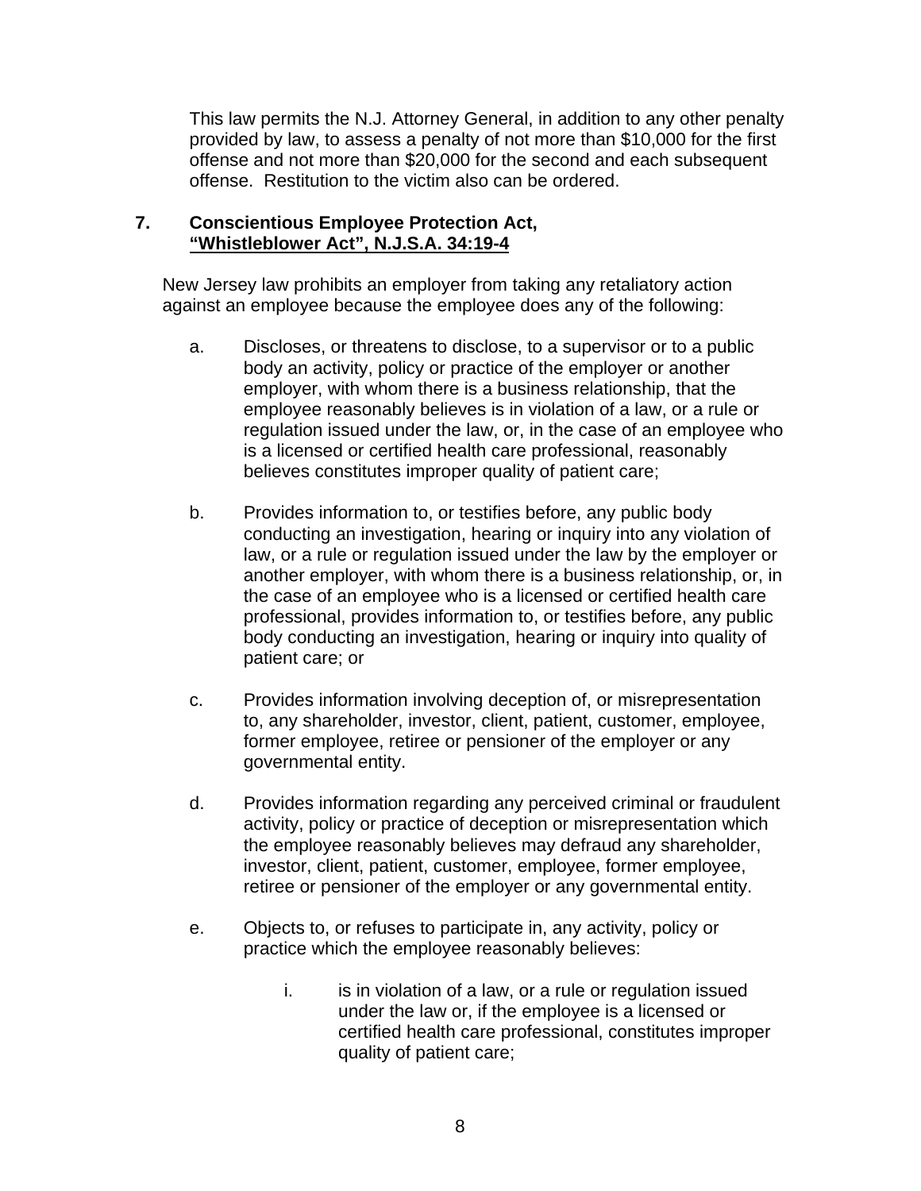This law permits the N.J. Attorney General, in addition to any other penalty provided by law, to assess a penalty of not more than $10,000 for the first offense and not more than $20,000 for the second and each subsequent offense. Restitution to the victim also can be ordered.

## 7. Conscientious Employee Protection Act, **<u>"Whistleblower Act", N.J.S.A. 34:19-4</u>**

New Jersey law prohibits an employer from taking any retaliatory action against an employee because the employee does any of the following:

a. Discloses, or threatens to disclose, to a supervisor or to a public body an activity, policy or practice of the employer or another employer, with whom there is a business relationship, that the employee reasonably believes is in violation of a law, or a rule or regulation issued under the law, or, in the case of an employee who is a licensed or certified health care professional, reasonably believes constitutes improper quality of patient care;

b. Provides information to, or testifies before, any public body conducting an investigation, hearing or inquiry into any violation of law, or a rule or regulation issued under the law by the employer or another employer, with whom there is a business relationship, or, in the case of an employee who is a licensed or certified health care professional, provides information to, or testifies before, any public body conducting an investigation, hearing or inquiry into quality of patient care; or

c. Provides information involving deception of, or misrepresentation to, any shareholder, investor, client, patient, customer, employee, former employee, retiree or pensioner of the employer or any governmental entity.

d. Provides information regarding any perceived criminal or fraudulent activity, policy or practice of deception or misrepresentation which the employee reasonably believes may defraud any shareholder, investor, client, patient, customer, employee, former employee, retiree or pensioner of the employer or any governmental entity.

e. Objects to, or refuses to participate in, any activity, policy or practice which the employee reasonably believes:

   i. is in violation of a law, or a rule or regulation issued under the law or, if the employee is a licensed or certified health care professional, constitutes improper quality of patient care;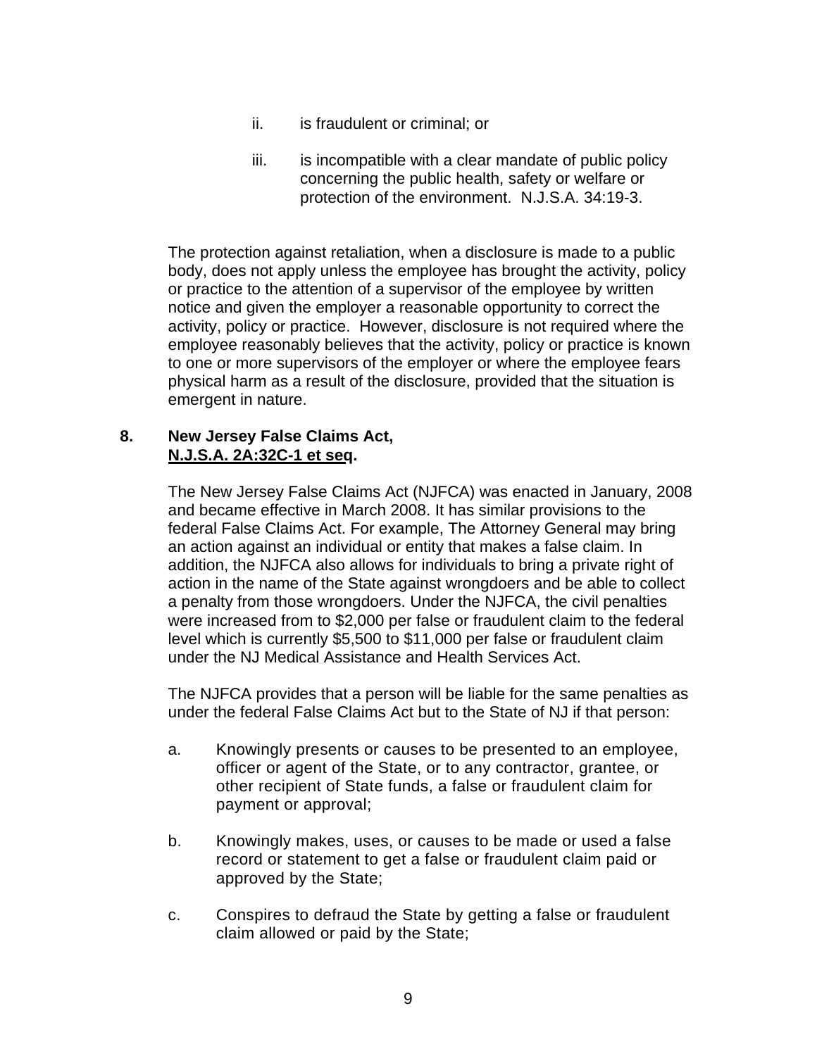ii. is fraudulent or criminal; or

iii. is incompatible with a clear mandate of public policy concerning the public health, safety or welfare or protection of the environment. N.J.S.A. 34:19-3.

The protection against retaliation, when a disclosure is made to a public body, does not apply unless the employee has brought the activity, policy or practice to the attention of a supervisor of the employee by written notice and given the employer a reasonable opportunity to correct the activity, policy or practice. However, disclosure is not required where the employee reasonably believes that the activity, policy or practice is known to one or more supervisors of the employer or where the employee fears physical harm as a result of the disclosure, provided that the situation is emergent in nature.

## 8. New Jersey False Claims Act, <u>N.J.S.A. 2A:32C-1 et seq</u>.

The New Jersey False Claims Act (NJFCA) was enacted in January, 2008 and became effective in March 2008. It has similar provisions to the federal False Claims Act. For example, The Attorney General may bring an action against an individual or entity that makes a false claim. In addition, the NJFCA also allows for individuals to bring a private right of action in the name of the State against wrongdoers and be able to collect a penalty from those wrongdoers. Under the NJFCA, the civil penalties were increased from to $2,000 per false or fraudulent claim to the federal level which is currently $5,500 to $11,000 per false or fraudulent claim under the NJ Medical Assistance and Health Services Act.

The NJFCA provides that a person will be liable for the same penalties as under the federal False Claims Act but to the State of NJ if that person:

a. Knowingly presents or causes to be presented to an employee, officer or agent of the State, or to any contractor, grantee, or other recipient of State funds, a false or fraudulent claim for payment or approval;

b. Knowingly makes, uses, or causes to be made or used a false record or statement to get a false or fraudulent claim paid or approved by the State;

c. Conspires to defraud the State by getting a false or fraudulent claim allowed or paid by the State;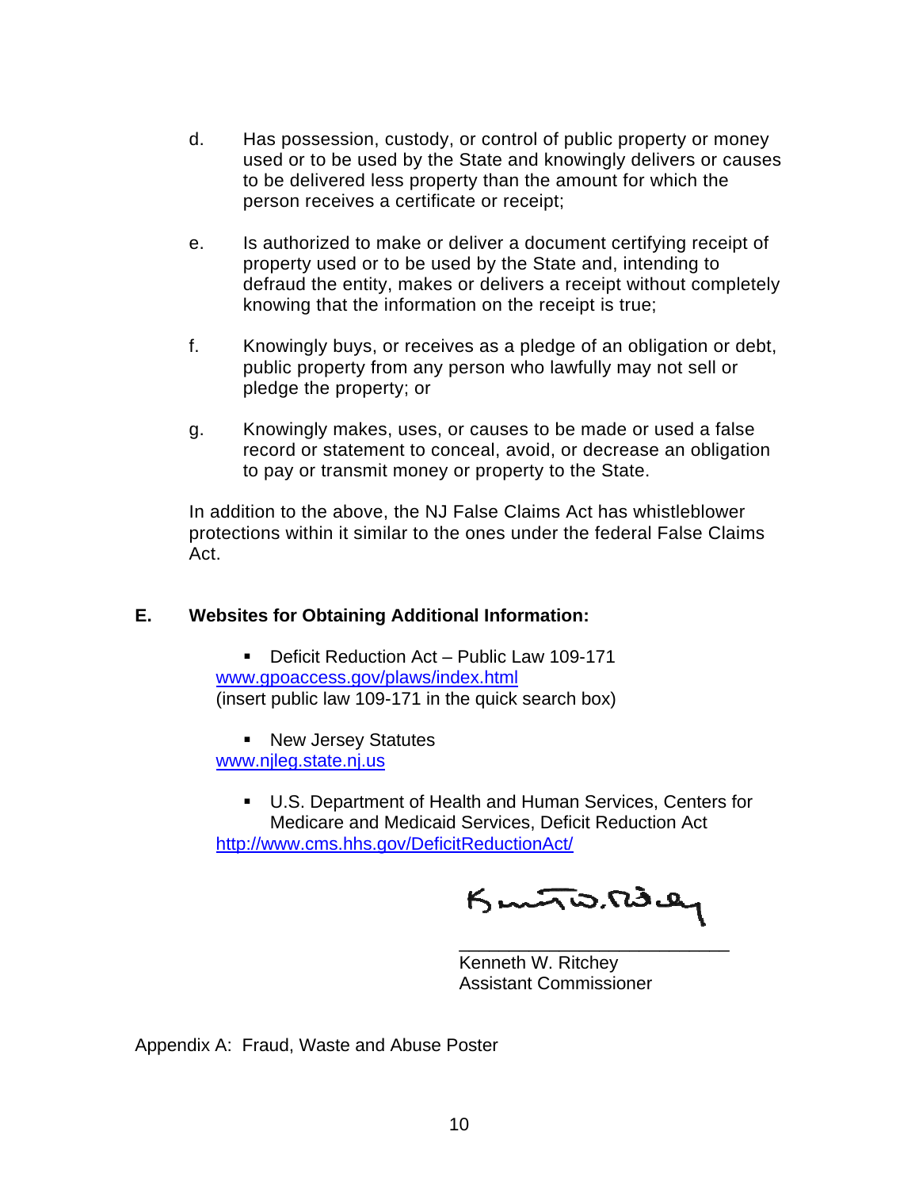d. Has possession, custody, or control of public property or money used or to be used by the State and knowingly delivers or causes to be delivered less property than the amount for which the person receives a certificate or receipt;

e. Is authorized to make or deliver a document certifying receipt of property used or to be used by the State and, intending to defraud the entity, makes or delivers a receipt without completely knowing that the information on the receipt is true;

f. Knowingly buys, or receives as a pledge of an obligation or debt, public property from any person who lawfully may not sell or pledge the property; or

g. Knowingly makes, uses, or causes to be made or used a false record or statement to conceal, avoid, or decrease an obligation to pay or transmit money or property to the State.

In addition to the above, the NJ False Claims Act has whistleblower protections within it similar to the ones under the federal False Claims Act.

## E. Websites for Obtaining Additional Information:

- Deficit Reduction Act – Public Law 109-171
  www.gpoaccess.gov/plaws/index.html
  (insert public law 109-171 in the quick search box)

- New Jersey Statutes
  www.njleg.state.nj.us

- U.S. Department of Health and Human Services, Centers for Medicare and Medicaid Services, Deficit Reduction Act
  http://www.cms.hhs.gov/DeficitReductionAct/

Kenneth W. Ritchey
Assistant Commissioner

Appendix A: Fraud, Waste and Abuse Poster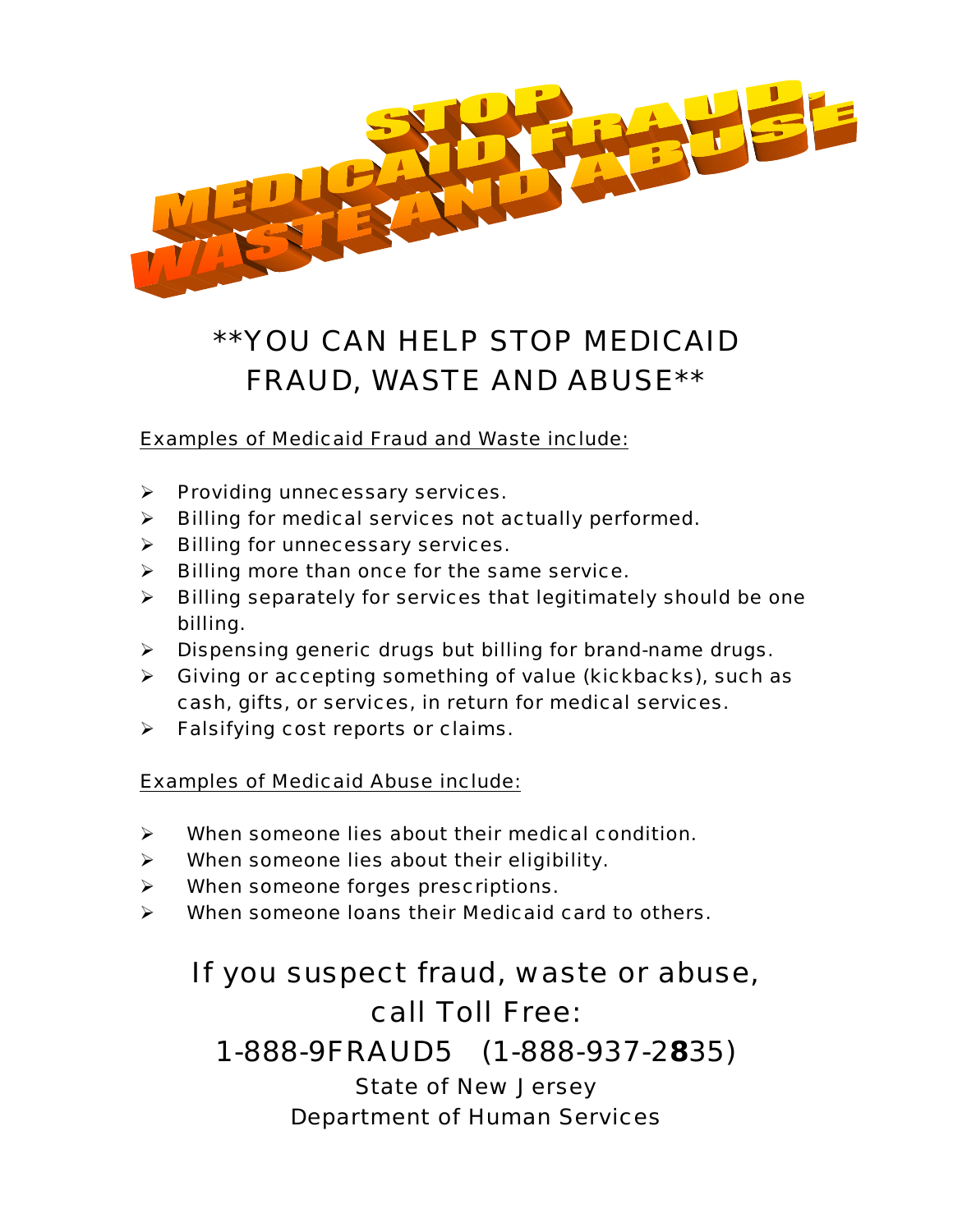# STOP MEDICAID FRAUD, WASTE AND ABUSE

## **YOU CAN HELP STOP MEDICAID FRAUD, WASTE AND ABUSE**

Examples of Medicaid Fraud and Waste include:

- Providing unnecessary services.
- Billing for medical services not actually performed.
- Billing for unnecessary services.
- Billing more than once for the same service.
- Billing separately for services that legitimately should be one billing.
- Dispensing generic drugs but billing for brand-name drugs.
- Giving or accepting something of value (kickbacks), such as cash, gifts, or services, in return for medical services.
- Falsifying cost reports or claims.

Examples of Medicaid Abuse include:

- When someone lies about their medical condition.
- When someone lies about their eligibility.
- When someone forges prescriptions.
- When someone loans their Medicaid card to others.

If you suspect fraud, waste or abuse, call Toll Free:

1-888-9FRAUD5 (1-888-937-2**8**35)

State of New Jersey

Department of Human Services